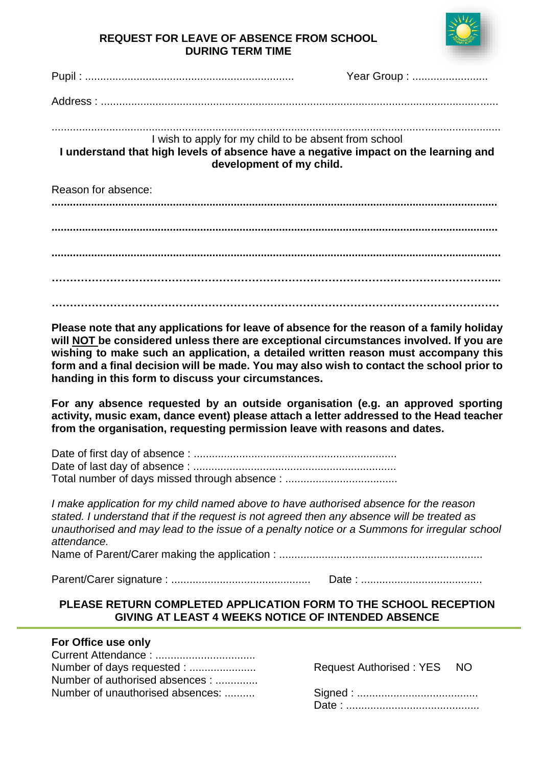## REQUEST FOR LEAVE OF ABSENCE FROM SCHOOL DURING TERM TIME

Pupil : ..................................................................... Year Group : .........................

Address : .................................................................................................................................

.....................................................................................................................................................

I wish to apply for my child to be absent from school

**I understand that high levels of absence have a negative impact on the learning and development of my child.**

Reason for absence:

.....................................................................................................................................................

.....................................................................................................................................................

.....................................................................................................................................................

.....................................................................................................................................................

.....................................................................................................................................................

**Please note that any applications for leave of absence for the reason of a family holiday will <u>NOT</u> be considered unless there are exceptional circumstances involved. If you are wishing to make such an application, a detailed written reason must accompany this form and a final decision will be made. You may also wish to contact the school prior to handing in this form to discuss your circumstances.**

**For any absence requested by an outside organisation (e.g. an approved sporting activity, music exam, dance event) please attach a letter addressed to the Head teacher from the organisation, requesting permission leave with reasons and dates.**

Date of first day of absence : ..................................................................
Date of last day of absence : ..................................................................
Total number of days missed through absence : ....................................

*I make application for my child named above to have authorised absence for the reason stated. I understand that if the request is not agreed then any absence will be treated as unauthorised and may lead to the issue of a penalty notice or a Summons for irregular school attendance.*

Name of Parent/Carer making the application : ..................................................................

Parent/Carer signature : ............................................. Date : ........................................

**PLEASE RETURN COMPLETED APPLICATION FORM TO THE SCHOOL RECEPTION GIVING AT LEAST 4 WEEKS NOTICE OF INTENDED ABSENCE**

---

**For Office use only**

Current Attendance : ................................
Number of days requested : ......................
Number of authorised absences : ..............
Number of unauthorised absences: ..........

Request Authorised : YES NO

Signed : ........................................
Date : ............................................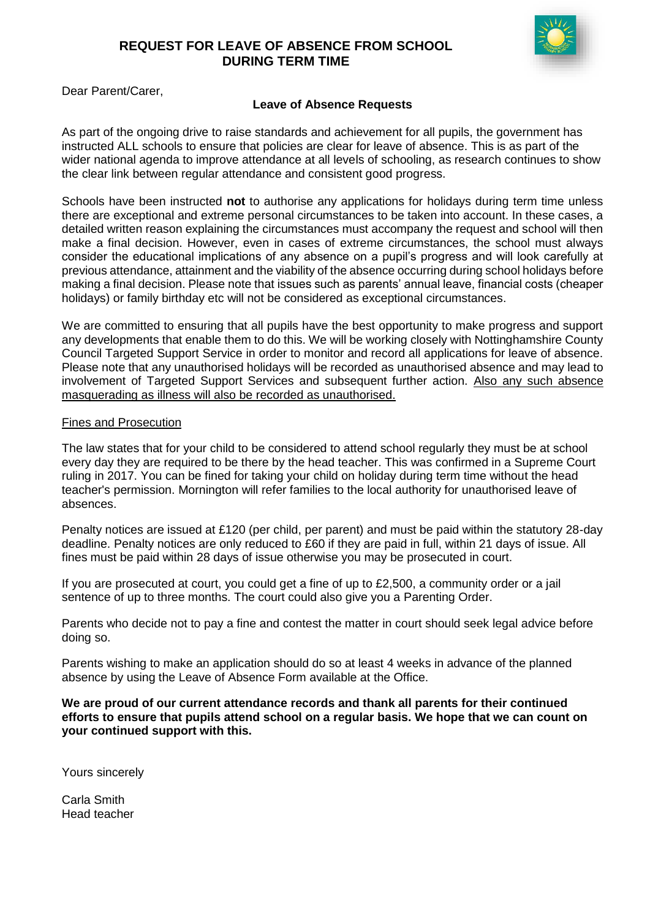# REQUEST FOR LEAVE OF ABSENCE FROM SCHOOL DURING TERM TIME

Dear Parent/Carer,

**Leave of Absence Requests**

As part of the ongoing drive to raise standards and achievement for all pupils, the government has instructed ALL schools to ensure that policies are clear for leave of absence. This is as part of the wider national agenda to improve attendance at all levels of schooling, as research continues to show the clear link between regular attendance and consistent good progress.

Schools have been instructed **not** to authorise any applications for holidays during term time unless there are exceptional and extreme personal circumstances to be taken into account. In these cases, a detailed written reason explaining the circumstances must accompany the request and school will then make a final decision. However, even in cases of extreme circumstances, the school must always consider the educational implications of any absence on a pupil's progress and will look carefully at previous attendance, attainment and the viability of the absence occurring during school holidays before making a final decision. Please note that issues such as parents' annual leave, financial costs (cheaper holidays) or family birthday etc will not be considered as exceptional circumstances.

We are committed to ensuring that all pupils have the best opportunity to make progress and support any developments that enable them to do this. We will be working closely with Nottinghamshire County Council Targeted Support Service in order to monitor and record all applications for leave of absence. Please note that any unauthorised holidays will be recorded as unauthorised absence and may lead to involvement of Targeted Support Services and subsequent further action. Also any such absence masquerading as illness will also be recorded as unauthorised.

Fines and Prosecution

The law states that for your child to be considered to attend school regularly they must be at school every day they are required to be there by the head teacher. This was confirmed in a Supreme Court ruling in 2017. You can be fined for taking your child on holiday during term time without the head teacher's permission. Mornington will refer families to the local authority for unauthorised leave of absences.

Penalty notices are issued at £120 (per child, per parent) and must be paid within the statutory 28-day deadline. Penalty notices are only reduced to £60 if they are paid in full, within 21 days of issue. All fines must be paid within 28 days of issue otherwise you may be prosecuted in court.

If you are prosecuted at court, you could get a fine of up to £2,500, a community order or a jail sentence of up to three months. The court could also give you a Parenting Order.

Parents who decide not to pay a fine and contest the matter in court should seek legal advice before doing so.

Parents wishing to make an application should do so at least 4 weeks in advance of the planned absence by using the Leave of Absence Form available at the Office.

**We are proud of our current attendance records and thank all parents for their continued efforts to ensure that pupils attend school on a regular basis. We hope that we can count on your continued support with this.**

Yours sincerely

Carla Smith
Head teacher